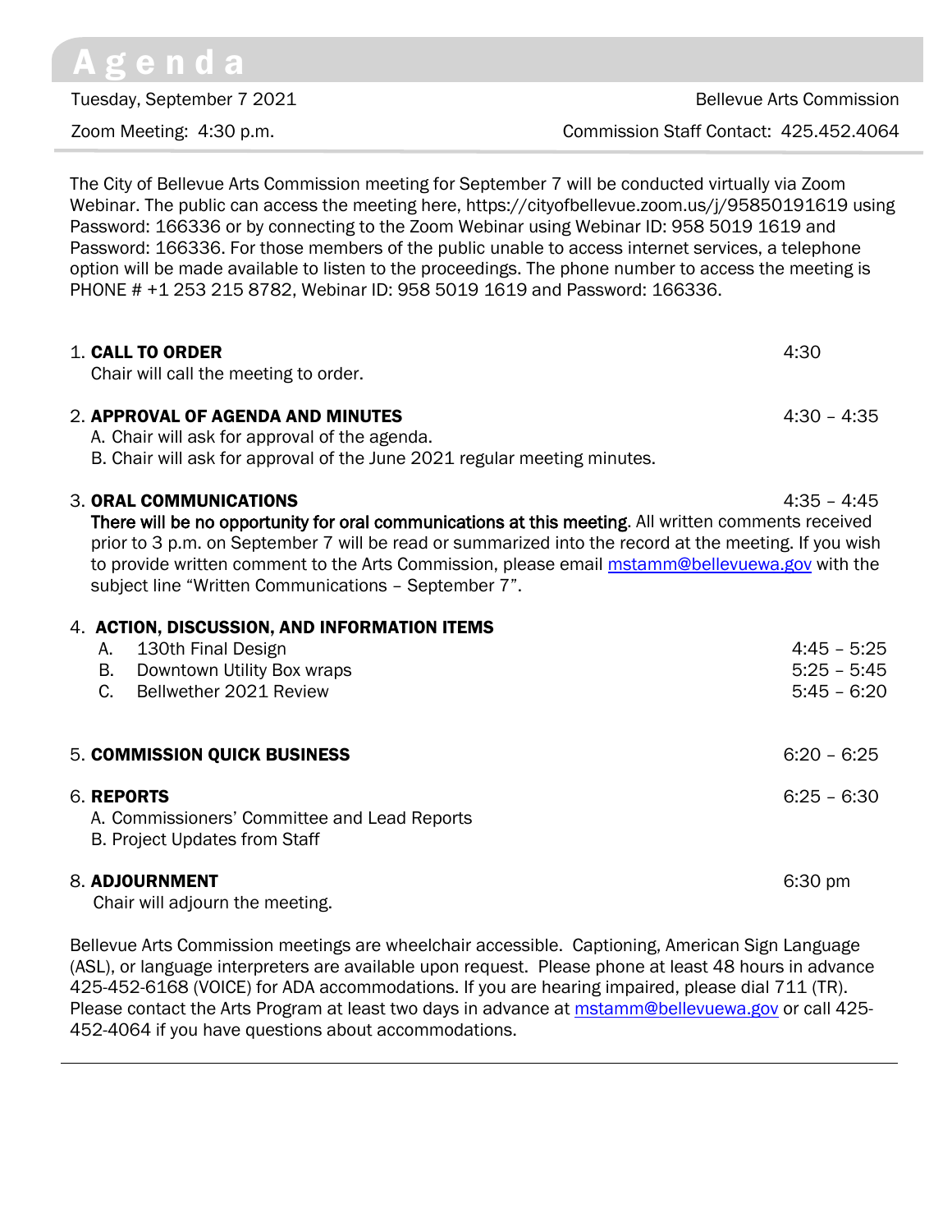# Agenda

Tuesday, September 7 2021 | Bellevue Arts Commission

Zoom Meeting: 4:30 p.m. | Commission Staff Contact: 425.452.4064

The City of Bellevue Arts Commission meeting for September 7 will be conducted virtually via Zoom Webinar. The public can access the meeting here, https://cityofbellevue.zoom.us/j/95850191619 using Password: 166336 or by connecting to the Zoom Webinar using Webinar ID: 958 5019 1619 and Password: 166336. For those members of the public unable to access internet services, a telephone option will be made available to listen to the proceedings. The phone number to access the meeting is PHONE # +1 253 215 8782, Webinar ID: 958 5019 1619 and Password: 166336.

1. **CALL TO ORDER** — 4:30
   Chair will call the meeting to order.

2. **APPROVAL OF AGENDA AND MINUTES** — 4:30 – 4:35
   A. Chair will ask for approval of the agenda.
   B. Chair will ask for approval of the June 2021 regular meeting minutes.

3. **ORAL COMMUNICATIONS** — 4:35 – 4:45
   **There will be no opportunity for oral communications at this meeting**. All written comments received prior to 3 p.m. on September 7 will be read or summarized into the record at the meeting. If you wish to provide written comment to the Arts Commission, please email mstamm@bellevuewa.gov with the subject line "Written Communications – September 7".

4. **ACTION, DISCUSSION, AND INFORMATION ITEMS**
   A. 130th Final Design — 4:45 – 5:25
   B. Downtown Utility Box wraps — 5:25 – 5:45
   C. Bellwether 2021 Review — 5:45 – 6:20

5. **COMMISSION QUICK BUSINESS** — 6:20 – 6:25

6. **REPORTS** — 6:25 – 6:30
   A. Commissioners' Committee and Lead Reports
   B. Project Updates from Staff

8. **ADJOURNMENT** — 6:30 pm
   Chair will adjourn the meeting.

Bellevue Arts Commission meetings are wheelchair accessible. Captioning, American Sign Language (ASL), or language interpreters are available upon request. Please phone at least 48 hours in advance 425-452-6168 (VOICE) for ADA accommodations. If you are hearing impaired, please dial 711 (TR). Please contact the Arts Program at least two days in advance at mstamm@bellevuewa.gov or call 425-452-4064 if you have questions about accommodations.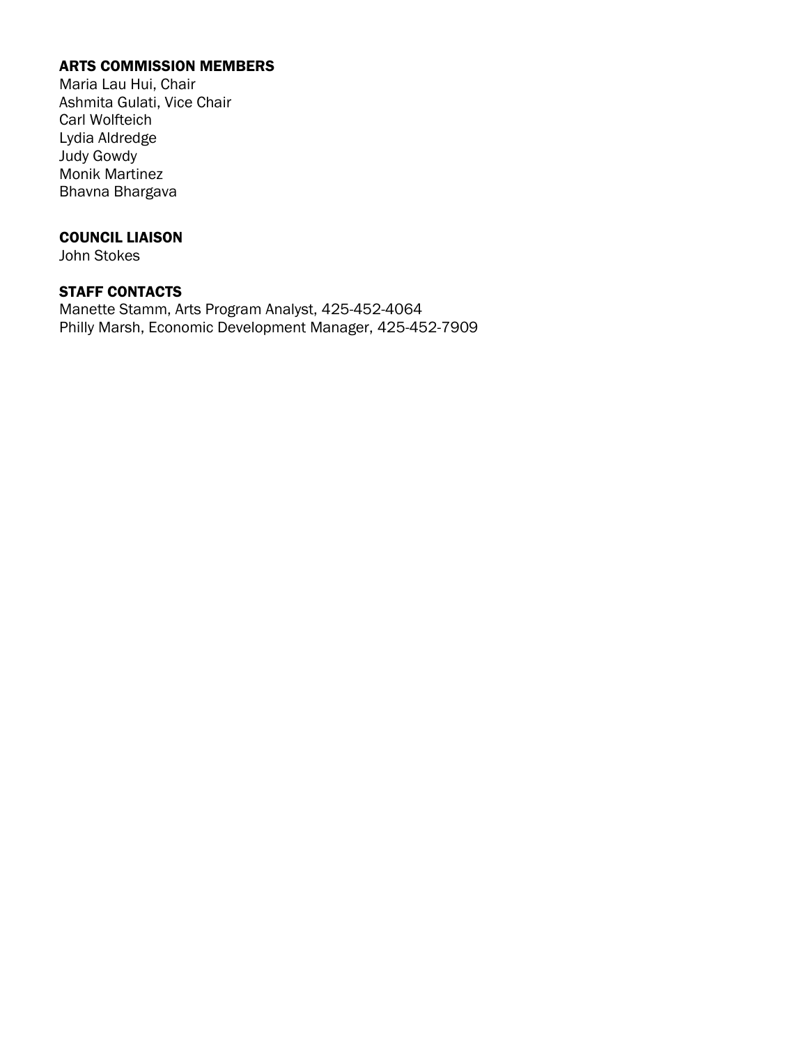### ARTS COMMISSION MEMBERS

Maria Lau Hui, Chair
Ashmita Gulati, Vice Chair
Carl Wolfteich
Lydia Aldredge
Judy Gowdy
Monik Martinez
Bhavna Bhargava

### COUNCIL LIAISON

John Stokes

### STAFF CONTACTS

Manette Stamm, Arts Program Analyst, 425-452-4064
Philly Marsh, Economic Development Manager, 425-452-7909